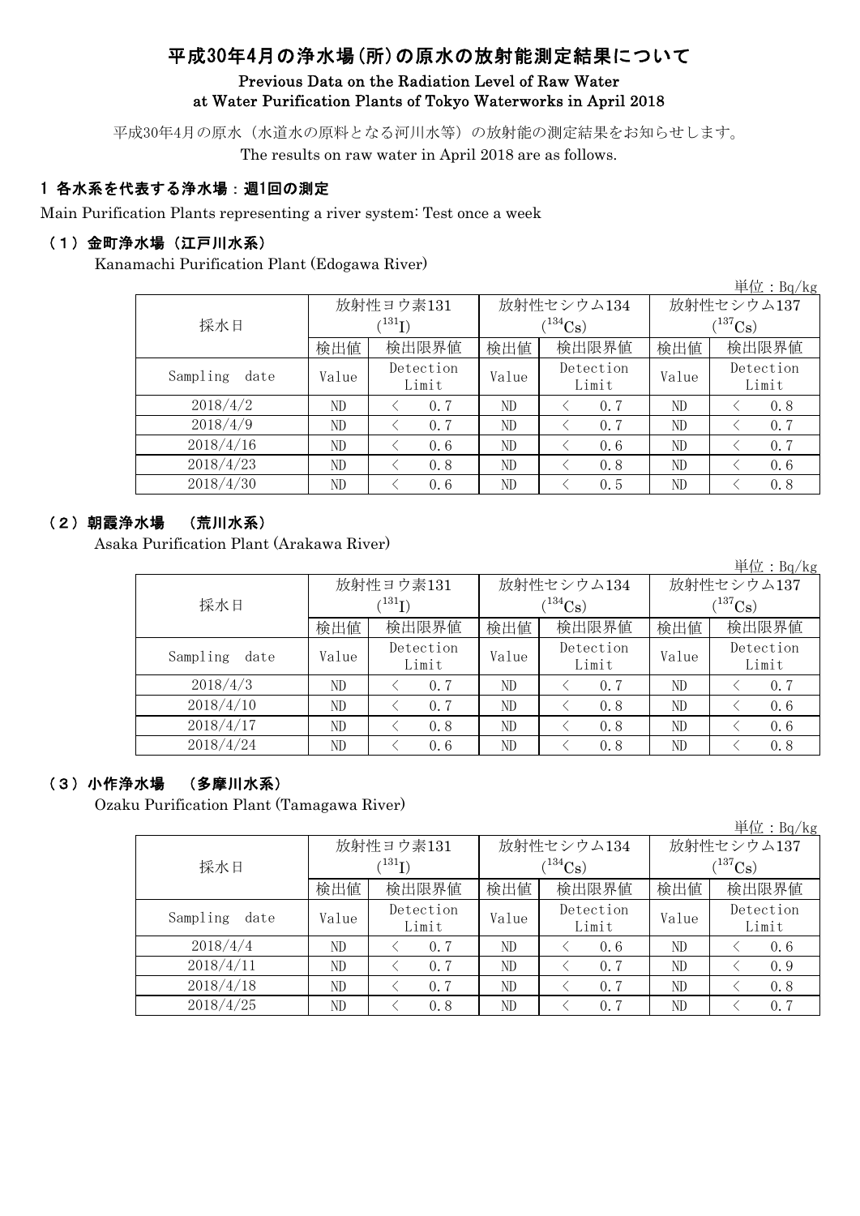# 平成30年4月の浄水場（所）の原水の放射能測定結果について

## Previous Data on the Radiation Level of Raw Water at Water Purification Plants of Tokyo Waterworks in April 2018

平成30年4月の原水（水道水の原料となる河川水等）の放射能の測定結果をお知らせします。

The results on raw water in April 2018 are as follows.

### 1 各水系を代表する浄水場：週1回の測定

Main Purification Plants representing a river system: Test once a week

#### （1）金町浄水場（江戸川水系）

Kanamachi Purification Plant (Edogawa River)

単位：Bq/kg

| 採水日 | 放射性ヨウ素131 ($^{131}I$) | | 放射性セシウム134 ($^{134}Cs$) | | 放射性セシウム137 ($^{137}Cs$) | |
|---|---|---|---|---|---|---|
| | 検出値 | 検出限界値 | 検出値 | 検出限界値 | 検出値 | 検出限界値 |
| Sampling date | Value | Detection Limit | Value | Detection Limit | Value | Detection Limit |
| 2018/4/2 | ND | < 0.7 | ND | < 0.7 | ND | < 0.8 |
| 2018/4/9 | ND | < 0.7 | ND | < 0.7 | ND | < 0.7 |
| 2018/4/16 | ND | < 0.6 | ND | < 0.6 | ND | < 0.7 |
| 2018/4/23 | ND | < 0.8 | ND | < 0.8 | ND | < 0.6 |
| 2018/4/30 | ND | < 0.6 | ND | < 0.5 | ND | < 0.8 |

#### （2）朝霞浄水場　（荒川水系）

Asaka Purification Plant (Arakawa River)

単位：Bq/kg

| 採水日 | 放射性ヨウ素131 ($^{131}I$) | | 放射性セシウム134 ($^{134}Cs$) | | 放射性セシウム137 ($^{137}Cs$) | |
|---|---|---|---|---|---|---|
| | 検出値 | 検出限界値 | 検出値 | 検出限界値 | 検出値 | 検出限界値 |
| Sampling date | Value | Detection Limit | Value | Detection Limit | Value | Detection Limit |
| 2018/4/3 | ND | < 0.7 | ND | < 0.7 | ND | < 0.7 |
| 2018/4/10 | ND | < 0.7 | ND | < 0.8 | ND | < 0.6 |
| 2018/4/17 | ND | < 0.8 | ND | < 0.8 | ND | < 0.6 |
| 2018/4/24 | ND | < 0.6 | ND | < 0.8 | ND | < 0.8 |

#### （3）小作浄水場　（多摩川水系）

Ozaku Purification Plant (Tamagawa River)

単位：Bq/kg

| 採水日 | 放射性ヨウ素131 ($^{131}I$) | | 放射性セシウム134 ($^{134}Cs$) | | 放射性セシウム137 ($^{137}Cs$) | |
|---|---|---|---|---|---|---|
| | 検出値 | 検出限界値 | 検出値 | 検出限界値 | 検出値 | 検出限界値 |
| Sampling date | Value | Detection Limit | Value | Detection Limit | Value | Detection Limit |
| 2018/4/4 | ND | < 0.7 | ND | < 0.6 | ND | < 0.6 |
| 2018/4/11 | ND | < 0.7 | ND | < 0.7 | ND | < 0.9 |
| 2018/4/18 | ND | < 0.7 | ND | < 0.7 | ND | < 0.8 |
| 2018/4/25 | ND | < 0.8 | ND | < 0.7 | ND | < 0.7 |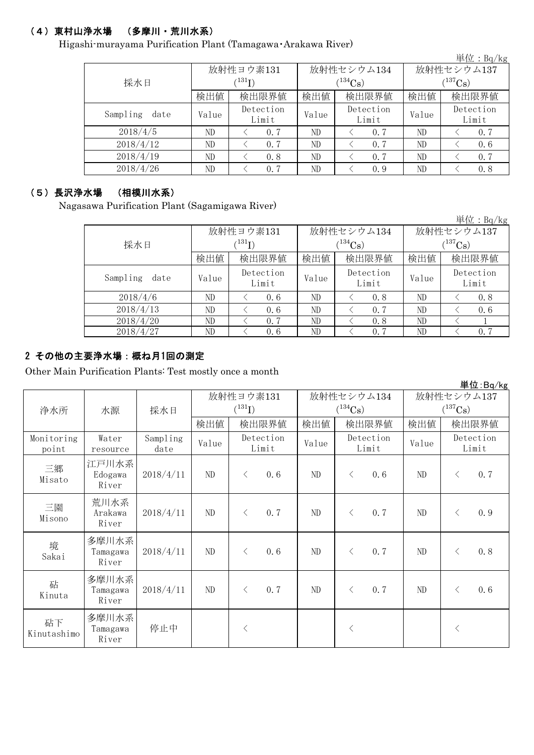### （4）東村山浄水場　（多摩川・荒川水系）

Higashi-murayama Purification Plant (Tamagawa･Arakawa River)

単位：Bq/kg

| 採水日 | 放射性ヨウ素131 ($^{131}$I) | | 放射性セシウム134 ($^{134}$Cs) | | 放射性セシウム137 ($^{137}$Cs) | |
|---|---|---|---|---|---|---|
| | 検出値 | 検出限界値 | 検出値 | 検出限界値 | 検出値 | 検出限界値 |
| Sampling date | Value | Detection Limit | Value | Detection Limit | Value | Detection Limit |
| 2018/4/5 | ND | ＜ 0.7 | ND | ＜ 0.7 | ND | ＜ 0.7 |
| 2018/4/12 | ND | ＜ 0.7 | ND | ＜ 0.7 | ND | ＜ 0.6 |
| 2018/4/19 | ND | ＜ 0.8 | ND | ＜ 0.7 | ND | ＜ 0.7 |
| 2018/4/26 | ND | ＜ 0.7 | ND | ＜ 0.9 | ND | ＜ 0.8 |

### （5）長沢浄水場　（相模川水系）

Nagasawa Purification Plant (Sagamigawa River)

単位：Bq/kg

| 採水日 | 放射性ヨウ素131 ($^{131}$I) | | 放射性セシウム134 ($^{134}$Cs) | | 放射性セシウム137 ($^{137}$Cs) | |
|---|---|---|---|---|---|---|
| | 検出値 | 検出限界値 | 検出値 | 検出限界値 | 検出値 | 検出限界値 |
| Sampling date | Value | Detection Limit | Value | Detection Limit | Value | Detection Limit |
| 2018/4/6 | ND | ＜ 0.6 | ND | ＜ 0.8 | ND | ＜ 0.8 |
| 2018/4/13 | ND | ＜ 0.6 | ND | ＜ 0.7 | ND | ＜ 0.6 |
| 2018/4/20 | ND | ＜ 0.7 | ND | ＜ 0.8 | ND | ＜ 1 |
| 2018/4/27 | ND | ＜ 0.6 | ND | ＜ 0.7 | ND | ＜ 0.7 |

## 2 その他の主要浄水場：概ね月1回の測定

Other Main Purification Plants: Test mostly once a month

単位:Bq/kg

| 浄水所 | 水源 | 採水日 | 放射性ヨウ素131 ($^{131}$I) | | 放射性セシウム134 ($^{134}$Cs) | | 放射性セシウム137 ($^{137}$Cs) | |
|---|---|---|---|---|---|---|---|---|
| | | | 検出値 | 検出限界値 | 検出値 | 検出限界値 | 検出値 | 検出限界値 |
| Monitoring point | Water resource | Sampling date | Value | Detection Limit | Value | Detection Limit | Value | Detection Limit |
| 三郷 Misato | 江戸川水系 Edogawa River | 2018/4/11 | ND | ＜ 0.6 | ND | ＜ 0.6 | ND | ＜ 0.7 |
| 三園 Misono | 荒川水系 Arakawa River | 2018/4/11 | ND | ＜ 0.7 | ND | ＜ 0.7 | ND | ＜ 0.9 |
| 境 Sakai | 多摩川水系 Tamagawa River | 2018/4/11 | ND | ＜ 0.6 | ND | ＜ 0.7 | ND | ＜ 0.8 |
| 砧 Kinuta | 多摩川水系 Tamagawa River | 2018/4/11 | ND | ＜ 0.7 | ND | ＜ 0.7 | ND | ＜ 0.6 |
| 砧下 Kinutashimo | 多摩川水系 Tamagawa River | 停止中 | | ＜ | | ＜ | | ＜ |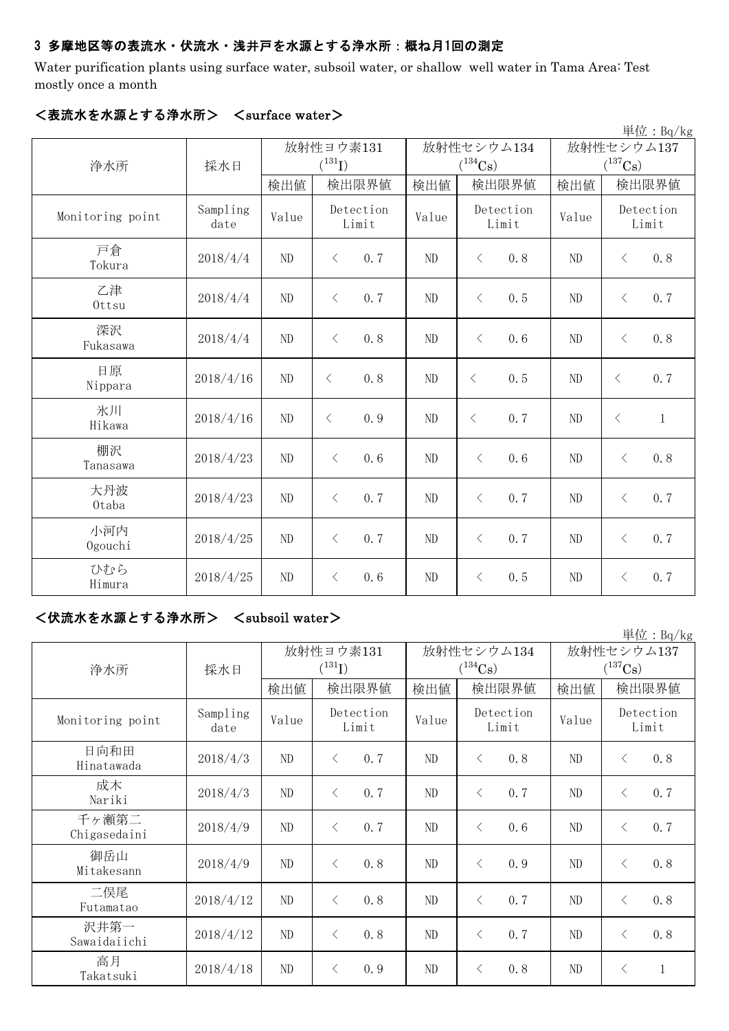### 3 多摩地区等の表流水・伏流水・浅井戸を水源とする浄水所：概ね月1回の測定

Water purification plants using surface water, subsoil water, or shallow well water in Tama Area: Test mostly once a month

#### ＜表流水を水源とする浄水所＞ ＜surface water＞

単位：Bq/kg

| 浄水所 | 採水日 | 放射性ヨウ素131 ($^{131}I$) | | 放射性セシウム134 ($^{134}Cs$) | | 放射性セシウム137 ($^{137}Cs$) | |
|---|---|---|---|---|---|---|---|
| | | 検出値 | 検出限界値 | 検出値 | 検出限界値 | 検出値 | 検出限界値 |
| Monitoring point | Sampling date | Value | Detection Limit | Value | Detection Limit | Value | Detection Limit |
| 戸倉 Tokura | 2018/4/4 | ND | ＜ 0.7 | ND | ＜ 0.8 | ND | ＜ 0.8 |
| 乙津 Ottsu | 2018/4/4 | ND | ＜ 0.7 | ND | ＜ 0.5 | ND | ＜ 0.7 |
| 深沢 Fukasawa | 2018/4/4 | ND | ＜ 0.8 | ND | ＜ 0.6 | ND | ＜ 0.8 |
| 日原 Nippara | 2018/4/16 | ND | ＜ 0.8 | ND | ＜ 0.5 | ND | ＜ 0.7 |
| 氷川 Hikawa | 2018/4/16 | ND | ＜ 0.9 | ND | ＜ 0.7 | ND | ＜ 1 |
| 棚沢 Tanasawa | 2018/4/23 | ND | ＜ 0.6 | ND | ＜ 0.6 | ND | ＜ 0.8 |
| 大丹波 Otaba | 2018/4/23 | ND | ＜ 0.7 | ND | ＜ 0.7 | ND | ＜ 0.7 |
| 小河内 Ogouchi | 2018/4/25 | ND | ＜ 0.7 | ND | ＜ 0.7 | ND | ＜ 0.7 |
| ひむら Himura | 2018/4/25 | ND | ＜ 0.6 | ND | ＜ 0.5 | ND | ＜ 0.7 |

#### ＜伏流水を水源とする浄水所＞ ＜subsoil water＞

単位：Bq/kg

| 浄水所 | 採水日 | 放射性ヨウ素131 ($^{131}I$) | | 放射性セシウム134 ($^{134}Cs$) | | 放射性セシウム137 ($^{137}Cs$) | |
|---|---|---|---|---|---|---|---|
| | | 検出値 | 検出限界値 | 検出値 | 検出限界値 | 検出値 | 検出限界値 |
| Monitoring point | Sampling date | Value | Detection Limit | Value | Detection Limit | Value | Detection Limit |
| 日向和田 Hinatawada | 2018/4/3 | ND | ＜ 0.7 | ND | ＜ 0.8 | ND | ＜ 0.8 |
| 成木 Nariki | 2018/4/3 | ND | ＜ 0.7 | ND | ＜ 0.7 | ND | ＜ 0.7 |
| 千ヶ瀬第二 Chigasedaini | 2018/4/9 | ND | ＜ 0.7 | ND | ＜ 0.6 | ND | ＜ 0.7 |
| 御岳山 Mitakesann | 2018/4/9 | ND | ＜ 0.8 | ND | ＜ 0.9 | ND | ＜ 0.8 |
| 二俣尾 Futamatao | 2018/4/12 | ND | ＜ 0.8 | ND | ＜ 0.7 | ND | ＜ 0.8 |
| 沢井第一 Sawaidaiichi | 2018/4/12 | ND | ＜ 0.8 | ND | ＜ 0.7 | ND | ＜ 0.8 |
| 高月 Takatsuki | 2018/4/18 | ND | ＜ 0.9 | ND | ＜ 0.8 | ND | ＜ 1 |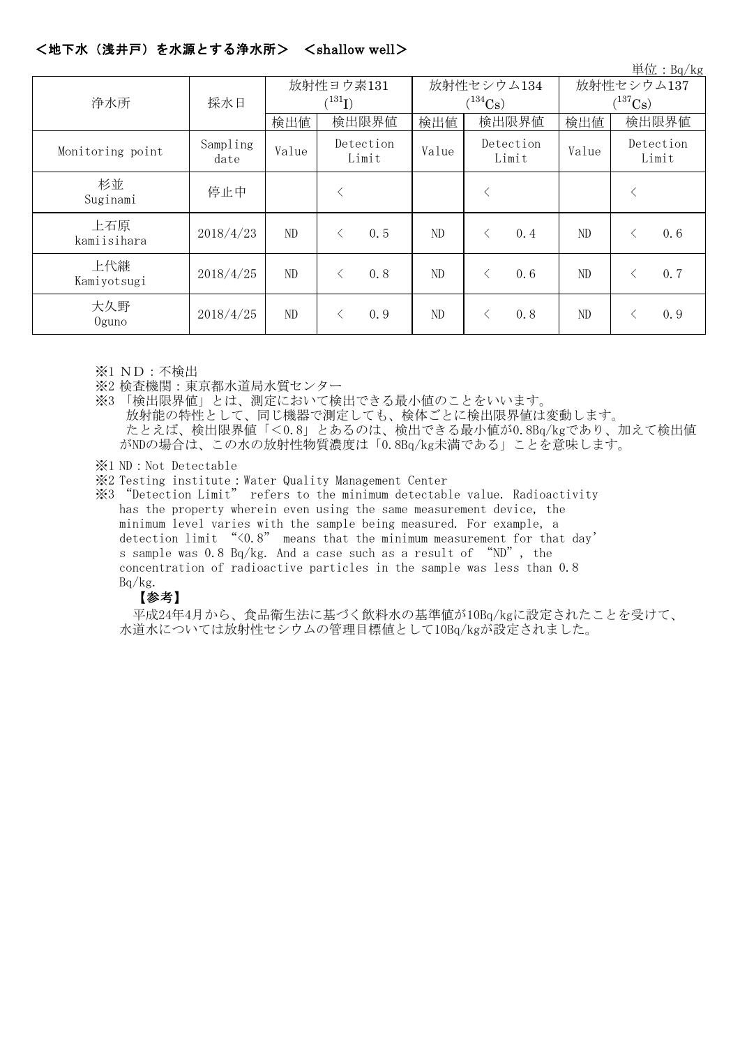## ＜地下水（浅井戸）を水源とする浄水所＞　＜shallow well＞

単位：Bq/kg

| 浄水所 | 採水日 | 放射性ヨウ素131 ($^{131}I$) | | 放射性セシウム134 ($^{134}Cs$) | | 放射性セシウム137 ($^{137}Cs$) | |
|---|---|---|---|---|---|---|---|
| | | 検出値 | 検出限界値 | 検出値 | 検出限界値 | 検出値 | 検出限界値 |
| Monitoring point | Sampling date | Value | Detection Limit | Value | Detection Limit | Value | Detection Limit |
| 杉並 Suginami | 停止中 | | < | | < | | < |
| 上石原 kamiisihara | 2018/4/23 | ND | < 0.5 | ND | < 0.4 | ND | < 0.6 |
| 上代継 Kamiyotsugi | 2018/4/25 | ND | < 0.8 | ND | < 0.6 | ND | < 0.7 |
| 大久野 Oguno | 2018/4/25 | ND | < 0.9 | ND | < 0.8 | ND | < 0.9 |

※1 ＮＤ：不検出

※2 検査機関：東京都水道局水質センター

※3 「検出限界値」とは、測定において検出できる最小値のことをいいます。
放射能の特性として、同じ機器で測定しても、検体ごとに検出限界値は変動します。
たとえば、検出限界値「<0.8」とあるのは、検出できる最小値が0.8Bq/kgであり、加えて検出値がNDの場合は、この水の放射性物質濃度は「0.8Bq/kg未満である」ことを意味します。

※1 ND：Not Detectable

※2 Testing institute：Water Quality Management Center

※3 "Detection Limit" refers to the minimum detectable value. Radioactivity has the property wherein even using the same measurement device, the minimum level varies with the sample being measured. For example, a detection limit "<0.8" means that the minimum measurement for that day's sample was 0.8 Bq/kg. And a case such as a result of "ND", the concentration of radioactive particles in the sample was less than 0.8 Bq/kg.

**【参考】**

平成24年4月から、食品衛生法に基づく飲料水の基準値が10Bq/kgに設定されたことを受けて、水道水については放射性セシウムの管理目標値として10Bq/kgが設定されました。